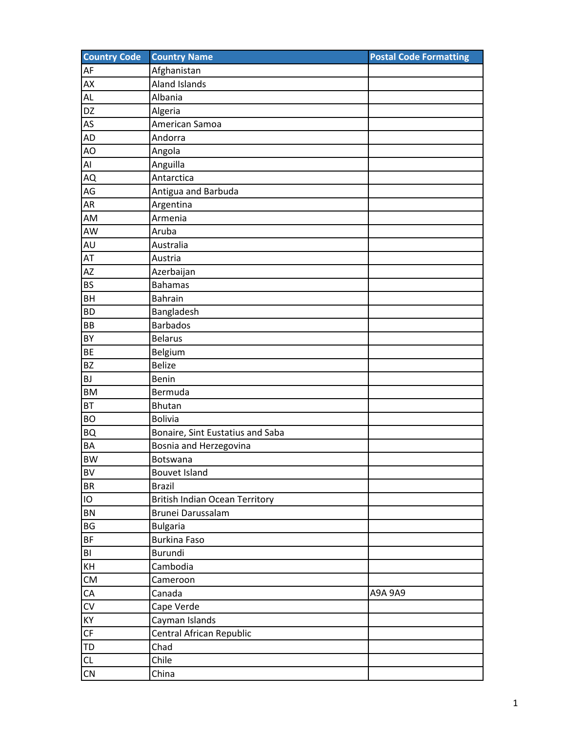| Country Code | Country Name | Postal Code Formatting |
| --- | --- | --- |
| AF | Afghanistan | |
| AX | Aland Islands | |
| AL | Albania | |
| DZ | Algeria | |
| AS | American Samoa | |
| AD | Andorra | |
| AO | Angola | |
| AI | Anguilla | |
| AQ | Antarctica | |
| AG | Antigua and Barbuda | |
| AR | Argentina | |
| AM | Armenia | |
| AW | Aruba | |
| AU | Australia | |
| AT | Austria | |
| AZ | Azerbaijan | |
| BS | Bahamas | |
| BH | Bahrain | |
| BD | Bangladesh | |
| BB | Barbados | |
| BY | Belarus | |
| BE | Belgium | |
| BZ | Belize | |
| BJ | Benin | |
| BM | Bermuda | |
| BT | Bhutan | |
| BO | Bolivia | |
| BQ | Bonaire, Sint Eustatius and Saba | |
| BA | Bosnia and Herzegovina | |
| BW | Botswana | |
| BV | Bouvet Island | |
| BR | Brazil | |
| IO | British Indian Ocean Territory | |
| BN | Brunei Darussalam | |
| BG | Bulgaria | |
| BF | Burkina Faso | |
| BI | Burundi | |
| KH | Cambodia | |
| CM | Cameroon | |
| CA | Canada | A9A 9A9 |
| CV | Cape Verde | |
| KY | Cayman Islands | |
| CF | Central African Republic | |
| TD | Chad | |
| CL | Chile | |
| CN | China | |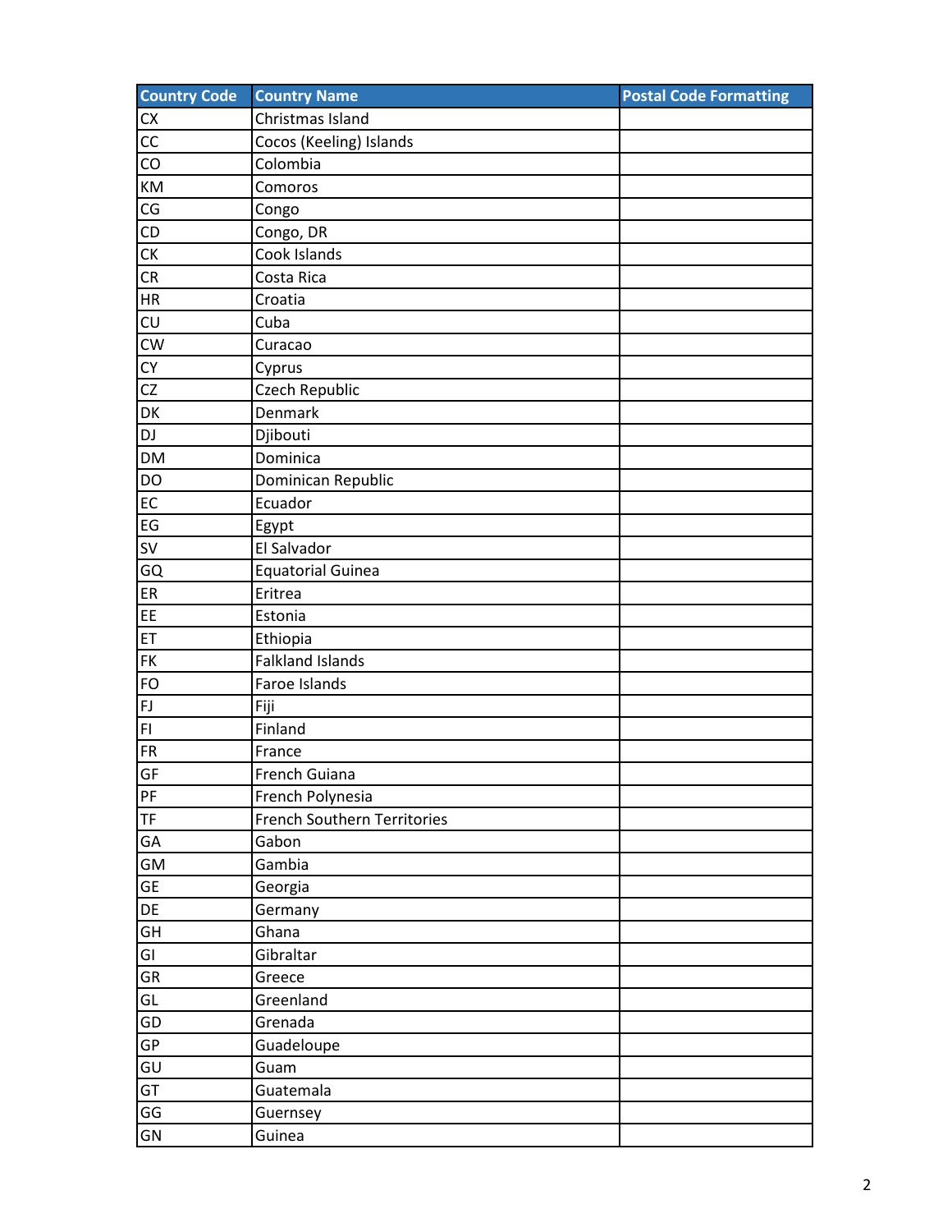| Country Code | Country Name | Postal Code Formatting |
| --- | --- | --- |
| CX | Christmas Island | |
| CC | Cocos (Keeling) Islands | |
| CO | Colombia | |
| KM | Comoros | |
| CG | Congo | |
| CD | Congo, DR | |
| CK | Cook Islands | |
| CR | Costa Rica | |
| HR | Croatia | |
| CU | Cuba | |
| CW | Curacao | |
| CY | Cyprus | |
| CZ | Czech Republic | |
| DK | Denmark | |
| DJ | Djibouti | |
| DM | Dominica | |
| DO | Dominican Republic | |
| EC | Ecuador | |
| EG | Egypt | |
| SV | El Salvador | |
| GQ | Equatorial Guinea | |
| ER | Eritrea | |
| EE | Estonia | |
| ET | Ethiopia | |
| FK | Falkland Islands | |
| FO | Faroe Islands | |
| FJ | Fiji | |
| FI | Finland | |
| FR | France | |
| GF | French Guiana | |
| PF | French Polynesia | |
| TF | French Southern Territories | |
| GA | Gabon | |
| GM | Gambia | |
| GE | Georgia | |
| DE | Germany | |
| GH | Ghana | |
| GI | Gibraltar | |
| GR | Greece | |
| GL | Greenland | |
| GD | Grenada | |
| GP | Guadeloupe | |
| GU | Guam | |
| GT | Guatemala | |
| GG | Guernsey | |
| GN | Guinea | |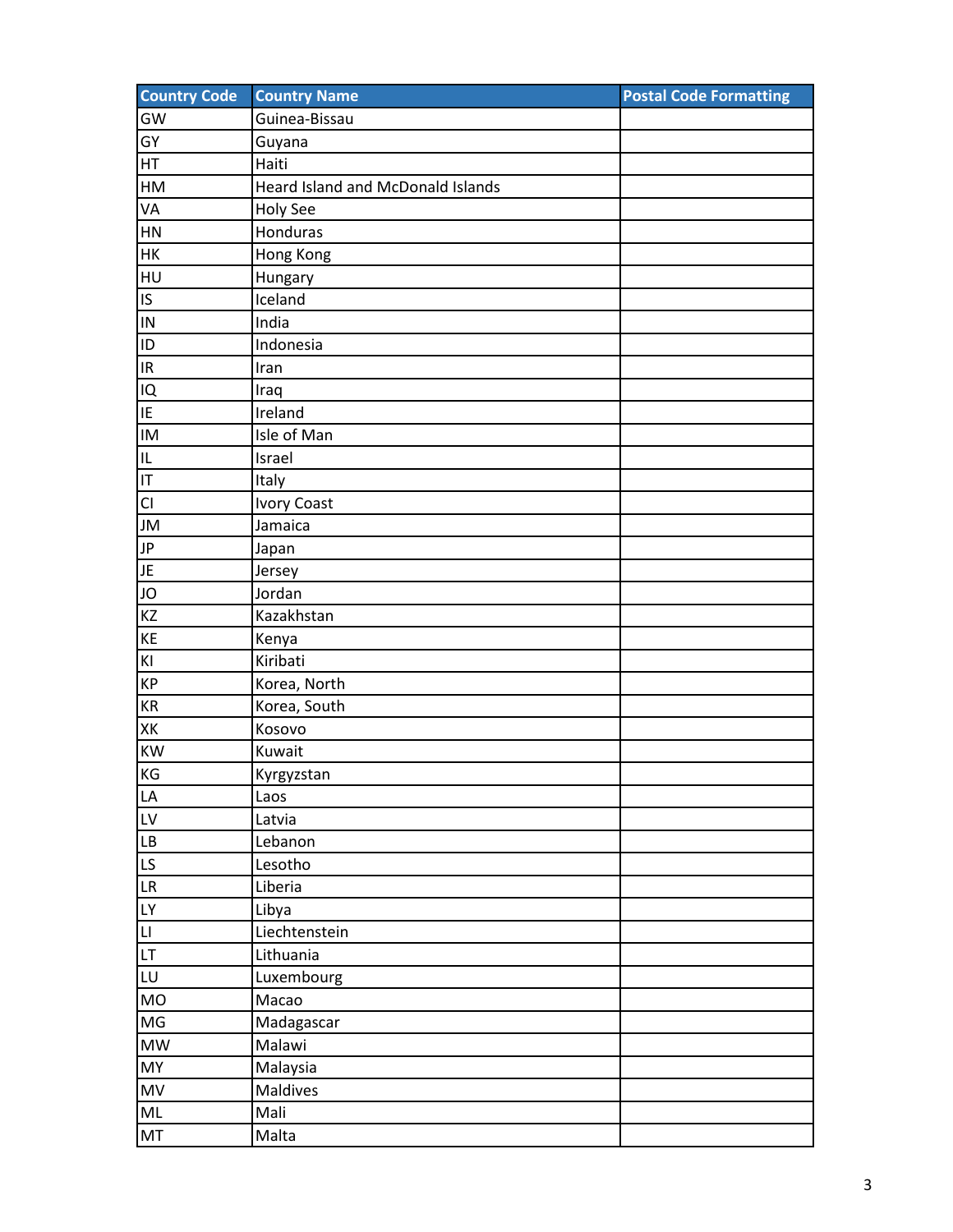| Country Code | Country Name | Postal Code Formatting |
| --- | --- | --- |
| GW | Guinea-Bissau | |
| GY | Guyana | |
| HT | Haiti | |
| HM | Heard Island and McDonald Islands | |
| VA | Holy See | |
| HN | Honduras | |
| HK | Hong Kong | |
| HU | Hungary | |
| IS | Iceland | |
| IN | India | |
| ID | Indonesia | |
| IR | Iran | |
| IQ | Iraq | |
| IE | Ireland | |
| IM | Isle of Man | |
| IL | Israel | |
| IT | Italy | |
| CI | Ivory Coast | |
| JM | Jamaica | |
| JP | Japan | |
| JE | Jersey | |
| JO | Jordan | |
| KZ | Kazakhstan | |
| KE | Kenya | |
| KI | Kiribati | |
| KP | Korea, North | |
| KR | Korea, South | |
| XK | Kosovo | |
| KW | Kuwait | |
| KG | Kyrgyzstan | |
| LA | Laos | |
| LV | Latvia | |
| LB | Lebanon | |
| LS | Lesotho | |
| LR | Liberia | |
| LY | Libya | |
| LI | Liechtenstein | |
| LT | Lithuania | |
| LU | Luxembourg | |
| MO | Macao | |
| MG | Madagascar | |
| MW | Malawi | |
| MY | Malaysia | |
| MV | Maldives | |
| ML | Mali | |
| MT | Malta | |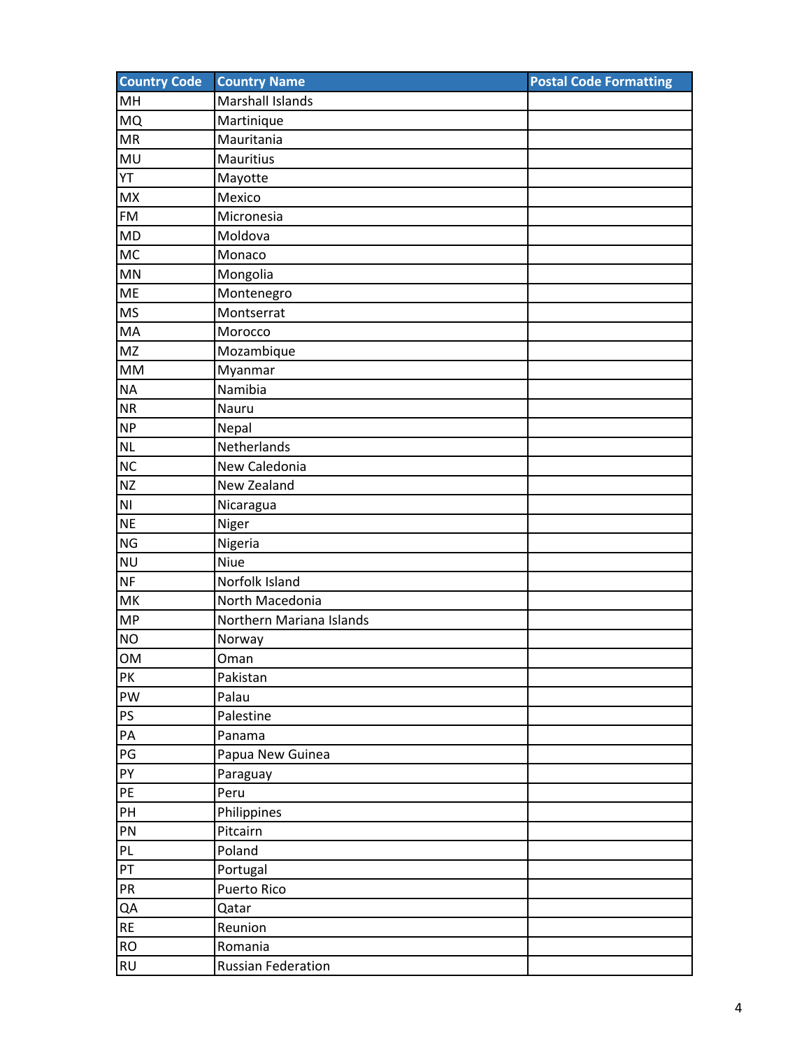| Country Code | Country Name | Postal Code Formatting |
|---|---|---|
| MH | Marshall Islands | |
| MQ | Martinique | |
| MR | Mauritania | |
| MU | Mauritius | |
| YT | Mayotte | |
| MX | Mexico | |
| FM | Micronesia | |
| MD | Moldova | |
| MC | Monaco | |
| MN | Mongolia | |
| ME | Montenegro | |
| MS | Montserrat | |
| MA | Morocco | |
| MZ | Mozambique | |
| MM | Myanmar | |
| NA | Namibia | |
| NR | Nauru | |
| NP | Nepal | |
| NL | Netherlands | |
| NC | New Caledonia | |
| NZ | New Zealand | |
| NI | Nicaragua | |
| NE | Niger | |
| NG | Nigeria | |
| NU | Niue | |
| NF | Norfolk Island | |
| MK | North Macedonia | |
| MP | Northern Mariana Islands | |
| NO | Norway | |
| OM | Oman | |
| PK | Pakistan | |
| PW | Palau | |
| PS | Palestine | |
| PA | Panama | |
| PG | Papua New Guinea | |
| PY | Paraguay | |
| PE | Peru | |
| PH | Philippines | |
| PN | Pitcairn | |
| PL | Poland | |
| PT | Portugal | |
| PR | Puerto Rico | |
| QA | Qatar | |
| RE | Reunion | |
| RO | Romania | |
| RU | Russian Federation | |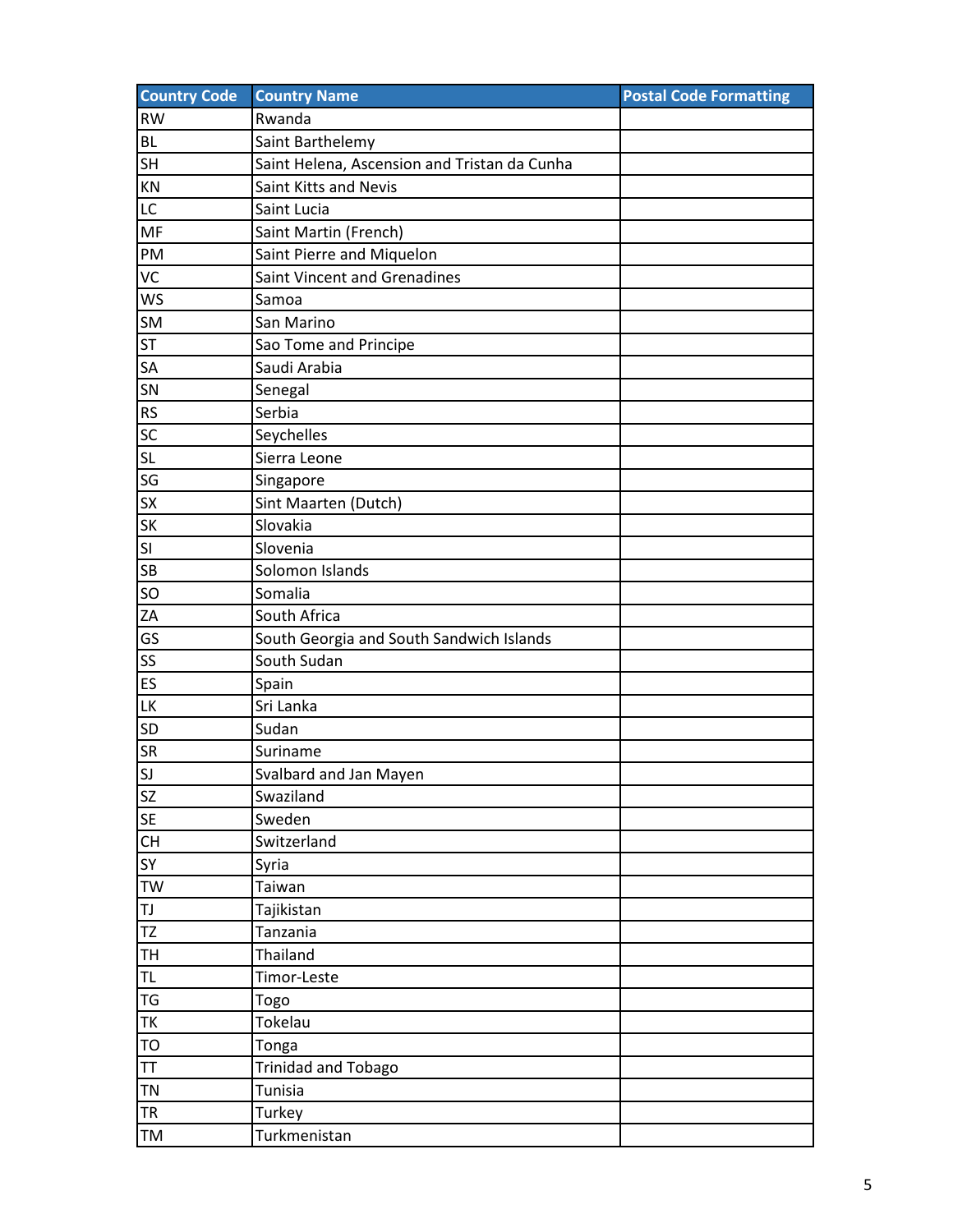| Country Code | Country Name | Postal Code Formatting |
| --- | --- | --- |
| RW | Rwanda | |
| BL | Saint Barthelemy | |
| SH | Saint Helena, Ascension and Tristan da Cunha | |
| KN | Saint Kitts and Nevis | |
| LC | Saint Lucia | |
| MF | Saint Martin (French) | |
| PM | Saint Pierre and Miquelon | |
| VC | Saint Vincent and Grenadines | |
| WS | Samoa | |
| SM | San Marino | |
| ST | Sao Tome and Principe | |
| SA | Saudi Arabia | |
| SN | Senegal | |
| RS | Serbia | |
| SC | Seychelles | |
| SL | Sierra Leone | |
| SG | Singapore | |
| SX | Sint Maarten (Dutch) | |
| SK | Slovakia | |
| SI | Slovenia | |
| SB | Solomon Islands | |
| SO | Somalia | |
| ZA | South Africa | |
| GS | South Georgia and South Sandwich Islands | |
| SS | South Sudan | |
| ES | Spain | |
| LK | Sri Lanka | |
| SD | Sudan | |
| SR | Suriname | |
| SJ | Svalbard and Jan Mayen | |
| SZ | Swaziland | |
| SE | Sweden | |
| CH | Switzerland | |
| SY | Syria | |
| TW | Taiwan | |
| TJ | Tajikistan | |
| TZ | Tanzania | |
| TH | Thailand | |
| TL | Timor-Leste | |
| TG | Togo | |
| TK | Tokelau | |
| TO | Tonga | |
| TT | Trinidad and Tobago | |
| TN | Tunisia | |
| TR | Turkey | |
| TM | Turkmenistan | |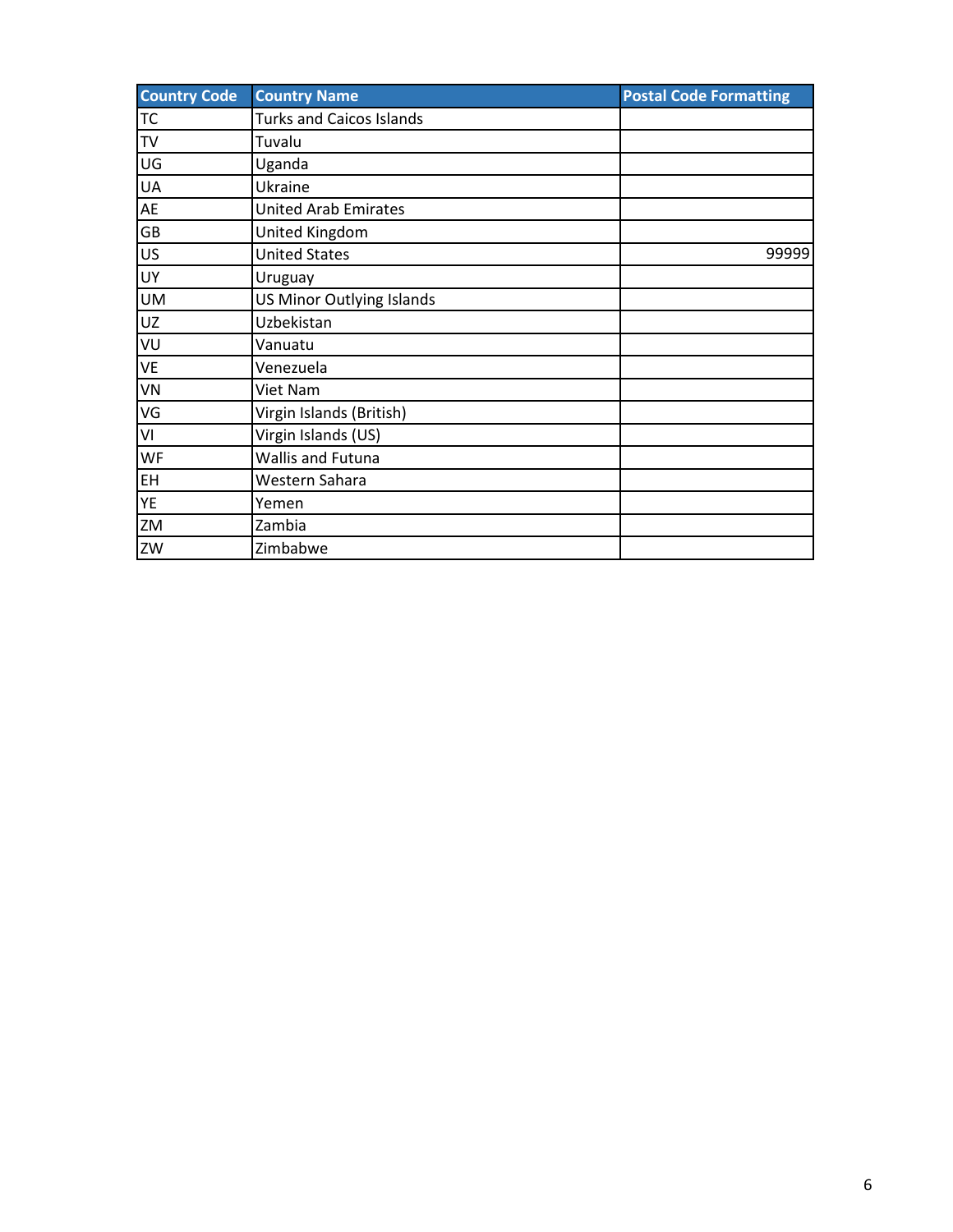| Country Code | Country Name | Postal Code Formatting |
| --- | --- | --- |
| TC | Turks and Caicos Islands | |
| TV | Tuvalu | |
| UG | Uganda | |
| UA | Ukraine | |
| AE | United Arab Emirates | |
| GB | United Kingdom | |
| US | United States | 99999 |
| UY | Uruguay | |
| UM | US Minor Outlying Islands | |
| UZ | Uzbekistan | |
| VU | Vanuatu | |
| VE | Venezuela | |
| VN | Viet Nam | |
| VG | Virgin Islands (British) | |
| VI | Virgin Islands (US) | |
| WF | Wallis and Futuna | |
| EH | Western Sahara | |
| YE | Yemen | |
| ZM | Zambia | |
| ZW | Zimbabwe | |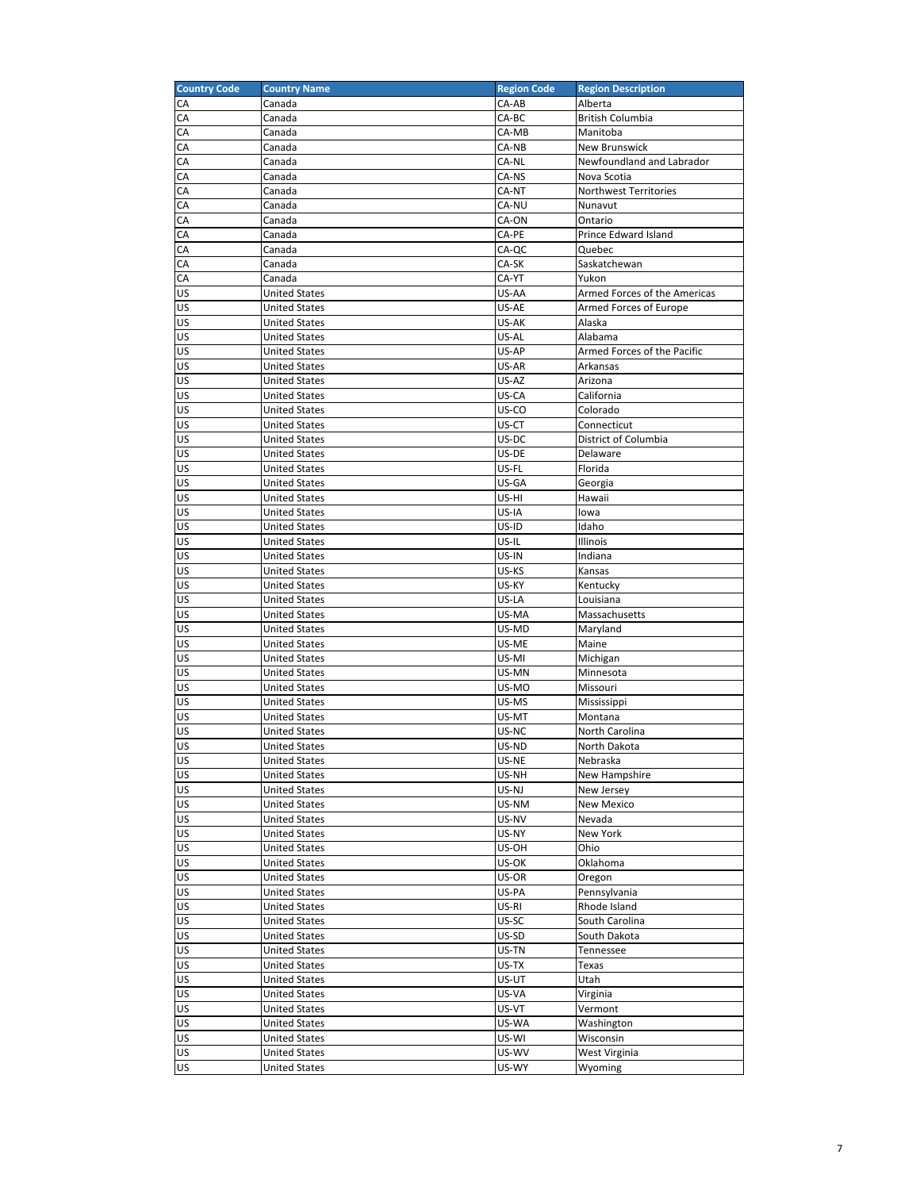| Country Code | Country Name | Region Code | Region Description |
|---|---|---|---|
| CA | Canada | CA-AB | Alberta |
| CA | Canada | CA-BC | British Columbia |
| CA | Canada | CA-MB | Manitoba |
| CA | Canada | CA-NB | New Brunswick |
| CA | Canada | CA-NL | Newfoundland and Labrador |
| CA | Canada | CA-NS | Nova Scotia |
| CA | Canada | CA-NT | Northwest Territories |
| CA | Canada | CA-NU | Nunavut |
| CA | Canada | CA-ON | Ontario |
| CA | Canada | CA-PE | Prince Edward Island |
| CA | Canada | CA-QC | Quebec |
| CA | Canada | CA-SK | Saskatchewan |
| CA | Canada | CA-YT | Yukon |
| US | United States | US-AA | Armed Forces of the Americas |
| US | United States | US-AE | Armed Forces of Europe |
| US | United States | US-AK | Alaska |
| US | United States | US-AL | Alabama |
| US | United States | US-AP | Armed Forces of the Pacific |
| US | United States | US-AR | Arkansas |
| US | United States | US-AZ | Arizona |
| US | United States | US-CA | California |
| US | United States | US-CO | Colorado |
| US | United States | US-CT | Connecticut |
| US | United States | US-DC | District of Columbia |
| US | United States | US-DE | Delaware |
| US | United States | US-FL | Florida |
| US | United States | US-GA | Georgia |
| US | United States | US-HI | Hawaii |
| US | United States | US-IA | Iowa |
| US | United States | US-ID | Idaho |
| US | United States | US-IL | Illinois |
| US | United States | US-IN | Indiana |
| US | United States | US-KS | Kansas |
| US | United States | US-KY | Kentucky |
| US | United States | US-LA | Louisiana |
| US | United States | US-MA | Massachusetts |
| US | United States | US-MD | Maryland |
| US | United States | US-ME | Maine |
| US | United States | US-MI | Michigan |
| US | United States | US-MN | Minnesota |
| US | United States | US-MO | Missouri |
| US | United States | US-MS | Mississippi |
| US | United States | US-MT | Montana |
| US | United States | US-NC | North Carolina |
| US | United States | US-ND | North Dakota |
| US | United States | US-NE | Nebraska |
| US | United States | US-NH | New Hampshire |
| US | United States | US-NJ | New Jersey |
| US | United States | US-NM | New Mexico |
| US | United States | US-NV | Nevada |
| US | United States | US-NY | New York |
| US | United States | US-OH | Ohio |
| US | United States | US-OK | Oklahoma |
| US | United States | US-OR | Oregon |
| US | United States | US-PA | Pennsylvania |
| US | United States | US-RI | Rhode Island |
| US | United States | US-SC | South Carolina |
| US | United States | US-SD | South Dakota |
| US | United States | US-TN | Tennessee |
| US | United States | US-TX | Texas |
| US | United States | US-UT | Utah |
| US | United States | US-VA | Virginia |
| US | United States | US-VT | Vermont |
| US | United States | US-WA | Washington |
| US | United States | US-WI | Wisconsin |
| US | United States | US-WV | West Virginia |
| US | United States | US-WY | Wyoming |